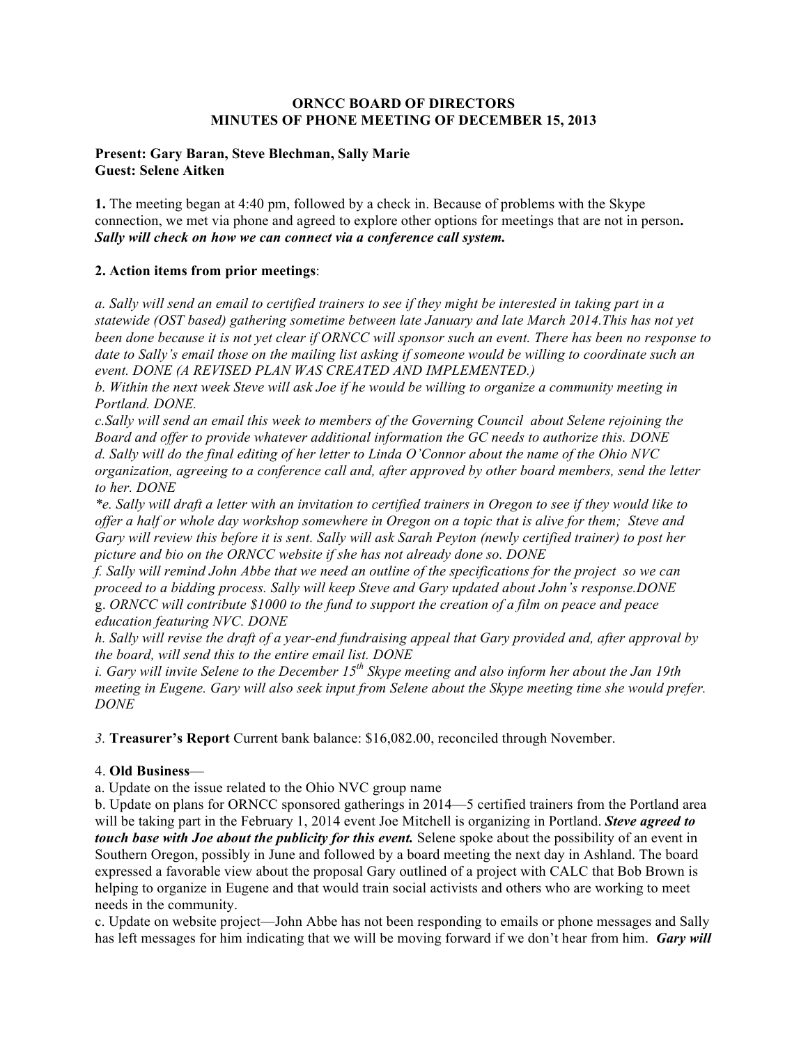**ORNCC BOARD OF DIRECTORS**
**MINUTES OF PHONE MEETING OF DECEMBER 15, 2013**

**Present: Gary Baran, Steve Blechman, Sally Marie**
**Guest: Selene Aitken**

**1.** The meeting began at 4:40 pm, followed by a check in. Because of problems with the Skype connection, we met via phone and agreed to explore other options for meetings that are not in person**.** ***Sally will check on how we can connect via a conference call system.***

**2. Action items from prior meetings**:

*a. Sally will send an email to certified trainers to see if they might be interested in taking part in a statewide (OST based) gathering sometime between late January and late March 2014.This has not yet been done because it is not yet clear if ORNCC will sponsor such an event. There has been no response to date to Sally's email those on the mailing list asking if someone would be willing to coordinate such an event. DONE (A REVISED PLAN WAS CREATED AND IMPLEMENTED.)*
*b. Within the next week Steve will ask Joe if he would be willing to organize a community meeting in Portland. DONE.*
*c.Sally will send an email this week to members of the Governing Council about Selene rejoining the Board and offer to provide whatever additional information the GC needs to authorize this. DONE*
*d. Sally will do the final editing of her letter to Linda O'Connor about the name of the Ohio NVC organization, agreeing to a conference call and, after approved by other board members, send the letter to her. DONE*
*\*e. Sally will draft a letter with an invitation to certified trainers in Oregon to see if they would like to offer a half or whole day workshop somewhere in Oregon on a topic that is alive for them; Steve and Gary will review this before it is sent. Sally will ask Sarah Peyton (newly certified trainer) to post her picture and bio on the ORNCC website if she has not already done so. DONE*
*f. Sally will remind John Abbe that we need an outline of the specifications for the project so we can proceed to a bidding process. Sally will keep Steve and Gary updated about John's response.DONE*
g. *ORNCC will contribute $1000 to the fund to support the creation of a film on peace and peace education featuring NVC. DONE*
*h. Sally will revise the draft of a year-end fundraising appeal that Gary provided and, after approval by the board, will send this to the entire email list. DONE*
*i. Gary will invite Selene to the December 15th Skype meeting and also inform her about the Jan 19th meeting in Eugene. Gary will also seek input from Selene about the Skype meeting time she would prefer. DONE*

*3.* **Treasurer's Report** Current bank balance: $16,082.00, reconciled through November.

4. **Old Business**—
a. Update on the issue related to the Ohio NVC group name
b. Update on plans for ORNCC sponsored gatherings in 2014—5 certified trainers from the Portland area will be taking part in the February 1, 2014 event Joe Mitchell is organizing in Portland. ***Steve agreed to touch base with Joe about the publicity for this event.*** Selene spoke about the possibility of an event in Southern Oregon, possibly in June and followed by a board meeting the next day in Ashland. The board expressed a favorable view about the proposal Gary outlined of a project with CALC that Bob Brown is helping to organize in Eugene and that would train social activists and others who are working to meet needs in the community.
c. Update on website project—John Abbe has not been responding to emails or phone messages and Sally has left messages for him indicating that we will be moving forward if we don't hear from him. ***Gary will***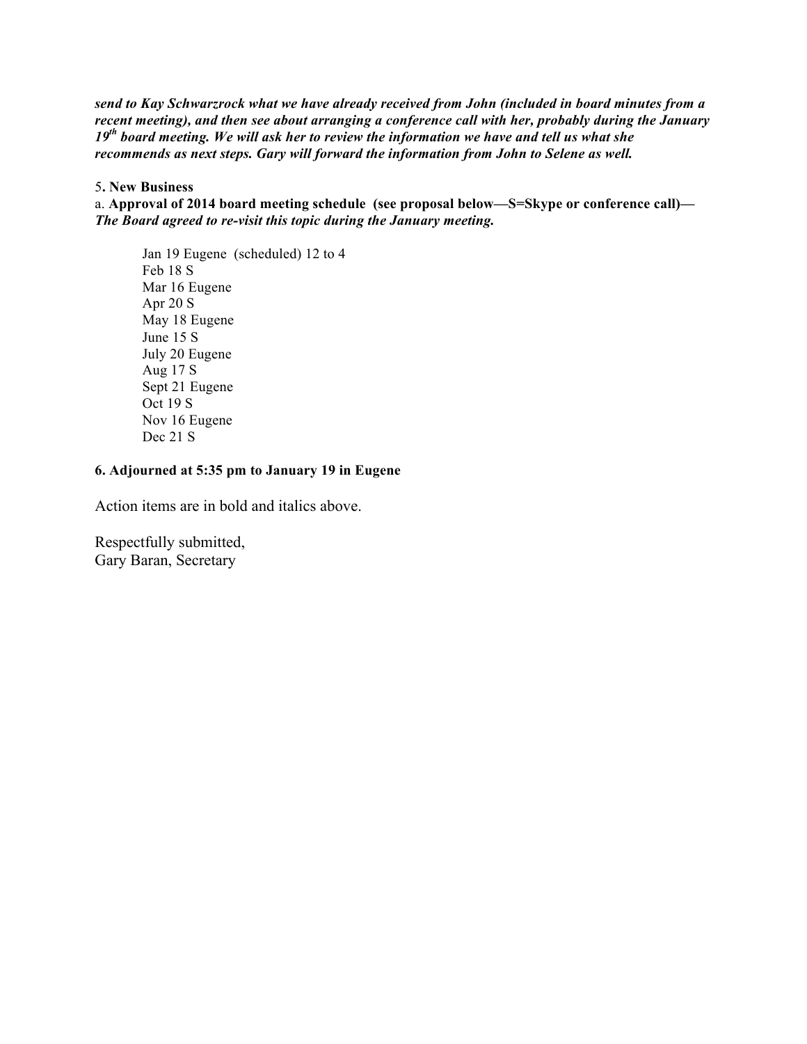***send to Kay Schwarzrock what we have already received from John (included in board minutes from a recent meeting), and then see about arranging a conference call with her, probably during the January 19th board meeting. We will ask her to review the information we have and tell us what she recommends as next steps. Gary will forward the information from John to Selene as well.***

5**. New Business**

a. **Approval of 2014 board meeting schedule (see proposal below—S=Skype or conference call)—** ***The Board agreed to re-visit this topic during the January meeting.***

Jan 19 Eugene (scheduled) 12 to 4
Feb 18 S
Mar 16 Eugene
Apr 20 S
May 18 Eugene
June 15 S
July 20 Eugene
Aug 17 S
Sept 21 Eugene
Oct 19 S
Nov 16 Eugene
Dec 21 S

**6. Adjourned at 5:35 pm to January 19 in Eugene**

Action items are in bold and italics above.

Respectfully submitted,
Gary Baran, Secretary